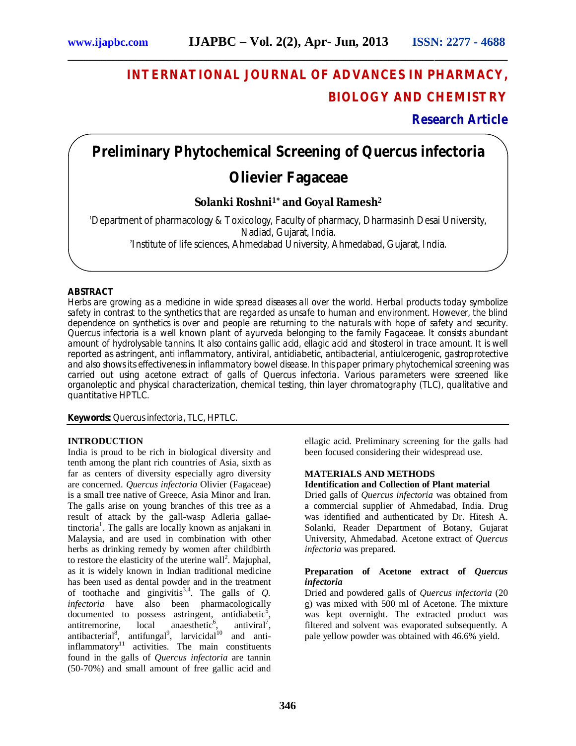# INTERNATIONAL JOURNAL OF ADVANCES IN PHARMACY, BIOLOGY AND CHEMISTRY

**Research Article**

# Preliminary Phytochemical Screening of Quercus infectoria Olievier Fagaceae

**Solanki Roshni[1]* and Goyal Ramesh[2]**

[1]Department of pharmacology & Toxicology, Faculty of pharmacy, Dharmasinh Desai University, Nadiad, Gujarat, India.

[2]Institute of life sciences, Ahmedabad University, Ahmedabad, Gujarat, India.

## ABSTRACT

*Herbs are growing as a medicine in wide spread diseases all over the world. Herbal products today symbolize safety in contrast to the synthetics that are regarded as unsafe to human and environment. However, the blind dependence on synthetics is over and people are returning to the naturals with hope of safety and security. Quercus infectoria is a well known plant of ayurveda belonging to the family Fagaceae. It consists abundant amount of hydrolysable tannins. It also contains gallic acid, ellagic acid and sitosterol in trace amount. It is well reported as astringent, anti inflammatory, antiviral, antidiabetic, antibacterial, antiulcerogenic, gastroprotective and also shows its effectiveness in inflammatory bowel disease. In this paper primary phytochemical screening was carried out using acetone extract of galls of Quercus infectoria. Various parameters were screened like organoleptic and physical characterization, chemical testing, thin layer chromatography (TLC), qualitative and quantitative HPTLC.*

**Keywords:** Quercus infectoria, TLC, HPTLC.

## INTRODUCTION

India is proud to be rich in biological diversity and tenth among the plant rich countries of Asia, sixth as far as centers of diversity especially agro diversity are concerned. *Quercus infectoria* Olivier (Fagaceae) is a small tree native of Greece, Asia Minor and Iran. The galls arise on young branches of this tree as a result of attack by the gall-wasp Adleria gallae-tinctoria[1]. The galls are locally known as anjakani in Malaysia, and are used in combination with other herbs as drinking remedy by women after childbirth to restore the elasticity of the uterine wall[2]. Majuphal, as it is widely known in Indian traditional medicine has been used as dental powder and in the treatment of toothache and gingivitis[3,4]. The galls of *Q. infectoria* have also been pharmacologically documented to possess astringent, antidiabetic[5], antitremorine, local anaesthetic[6], antiviral[7], antibacterial[8], antifungal[9], larvicidal[10] and anti-inflammatory[11] activities. The main constituents found in the galls of *Quercus infectoria* are tannin (50-70%) and small amount of free gallic acid and ellagic acid. Preliminary screening for the galls had been focused considering their widespread use.

## MATERIALS AND METHODS

### Identification and Collection of Plant material

Dried galls of *Quercus infectoria* was obtained from a commercial supplier of Ahmedabad, India. Drug was identified and authenticated by Dr. Hitesh A. Solanki, Reader Department of Botany, Gujarat University, Ahmedabad. Acetone extract of *Quercus infectoria* was prepared.

### Preparation of Acetone extract of *Quercus infectoria*

Dried and powdered galls of *Quercus infectoria* (20 g) was mixed with 500 ml of Acetone. The mixture was kept overnight. The extracted product was filtered and solvent was evaporated subsequently. A pale yellow powder was obtained with 46.6% yield.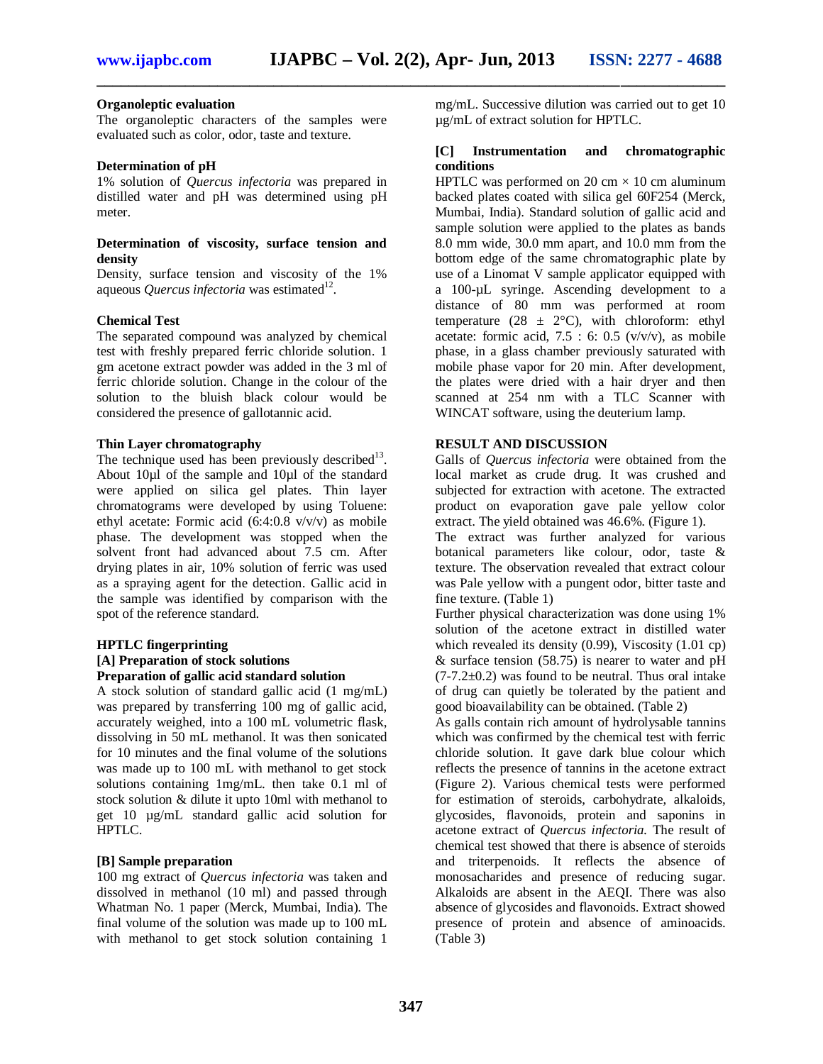### Organoleptic evaluation

The organoleptic characters of the samples were evaluated such as color, odor, taste and texture.

### Determination of pH

1% solution of *Quercus infectoria* was prepared in distilled water and pH was determined using pH meter.

### Determination of viscosity, surface tension and density

Density, surface tension and viscosity of the 1% aqueous *Quercus infectoria* was estimated[12].

### Chemical Test

The separated compound was analyzed by chemical test with freshly prepared ferric chloride solution. 1 gm acetone extract powder was added in the 3 ml of ferric chloride solution. Change in the colour of the solution to the bluish black colour would be considered the presence of gallotannic acid.

### Thin Layer chromatography

The technique used has been previously described[13]. About 10µl of the sample and 10µl of the standard were applied on silica gel plates. Thin layer chromatograms were developed by using Toluene: ethyl acetate: Formic acid (6:4:0.8 v/v/v) as mobile phase. The development was stopped when the solvent front had advanced about 7.5 cm. After drying plates in air, 10% solution of ferric was used as a spraying agent for the detection. Gallic acid in the sample was identified by comparison with the spot of the reference standard.

### HPTLC fingerprinting

#### [A] Preparation of stock solutions

#### Preparation of gallic acid standard solution

A stock solution of standard gallic acid (1 mg/mL) was prepared by transferring 100 mg of gallic acid, accurately weighed, into a 100 mL volumetric flask, dissolving in 50 mL methanol. It was then sonicated for 10 minutes and the final volume of the solutions was made up to 100 mL with methanol to get stock solutions containing 1mg/mL. then take 0.1 ml of stock solution & dilute it upto 10ml with methanol to get 10 µg/mL standard gallic acid solution for HPTLC.

#### [B] Sample preparation

100 mg extract of *Quercus infectoria* was taken and dissolved in methanol (10 ml) and passed through Whatman No. 1 paper (Merck, Mumbai, India). The final volume of the solution was made up to 100 mL with methanol to get stock solution containing 1 mg/mL. Successive dilution was carried out to get 10 µg/mL of extract solution for HPTLC.

#### [C] Instrumentation and chromatographic conditions

HPTLC was performed on 20 cm × 10 cm aluminum backed plates coated with silica gel 60F254 (Merck, Mumbai, India). Standard solution of gallic acid and sample solution were applied to the plates as bands 8.0 mm wide, 30.0 mm apart, and 10.0 mm from the bottom edge of the same chromatographic plate by use of a Linomat V sample applicator equipped with a 100-µL syringe. Ascending development to a distance of 80 mm was performed at room temperature (28 ± 2°C), with chloroform: ethyl acetate: formic acid, 7.5 : 6: 0.5 (v/v/v), as mobile phase, in a glass chamber previously saturated with mobile phase vapor for 20 min. After development, the plates were dried with a hair dryer and then scanned at 254 nm with a TLC Scanner with WINCAT software, using the deuterium lamp.

## RESULT AND DISCUSSION

Galls of *Quercus infectoria* were obtained from the local market as crude drug. It was crushed and subjected for extraction with acetone. The extracted product on evaporation gave pale yellow color extract. The yield obtained was 46.6%. (Figure 1).

The extract was further analyzed for various botanical parameters like colour, odor, taste & texture. The observation revealed that extract colour was Pale yellow with a pungent odor, bitter taste and fine texture. (Table 1)

Further physical characterization was done using 1% solution of the acetone extract in distilled water which revealed its density (0.99), Viscosity (1.01 cp) & surface tension (58.75) is nearer to water and pH (7-7.2±0.2) was found to be neutral. Thus oral intake of drug can quietly be tolerated by the patient and good bioavailability can be obtained. (Table 2)

As galls contain rich amount of hydrolysable tannins which was confirmed by the chemical test with ferric chloride solution. It gave dark blue colour which reflects the presence of tannins in the acetone extract (Figure 2). Various chemical tests were performed for estimation of steroids, carbohydrate, alkaloids, glycosides, flavonoids, protein and saponins in acetone extract of *Quercus infectoria.* The result of chemical test showed that there is absence of steroids and triterpenoids. It reflects the absence of monosacharides and presence of reducing sugar. Alkaloids are absent in the AEQI. There was also absence of glycosides and flavonoids. Extract showed presence of protein and absence of aminoacids. (Table 3)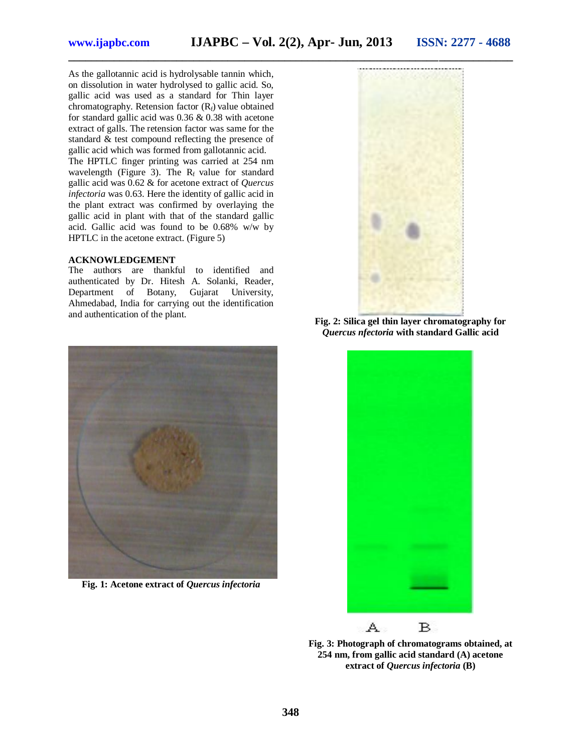As the gallotannic acid is hydrolysable tannin which, on dissolution in water hydrolysed to gallic acid. So, gallic acid was used as a standard for Thin layer chromatography. Retension factor ($R_f$) value obtained for standard gallic acid was 0.36 & 0.38 with acetone extract of galls. The retension factor was same for the standard & test compound reflecting the presence of gallic acid which was formed from gallotannic acid.

The HPTLC finger printing was carried at 254 nm wavelength (Figure 3). The $R_f$ value for standard gallic acid was 0.62 & for acetone extract of *Quercus infectoria* was 0.63. Here the identity of gallic acid in the plant extract was confirmed by overlaying the gallic acid in plant with that of the standard gallic acid. Gallic acid was found to be 0.68% w/w by HPTLC in the acetone extract. (Figure 5)

## ACKNOWLEDGEMENT

The authors are thankful to identified and authenticated by Dr. Hitesh A. Solanki, Reader, Department of Botany, Gujarat University, Ahmedabad, India for carrying out the identification and authentication of the plant.

**Fig. 2: Silica gel thin layer chromatography for *Quercus nfectoria* with standard Gallic acid**

**Fig. 1: Acetone extract of *Quercus infectoria***

A B

**Fig. 3: Photograph of chromatograms obtained, at 254 nm, from gallic acid standard (A) acetone extract of *Quercus infectoria* (B)**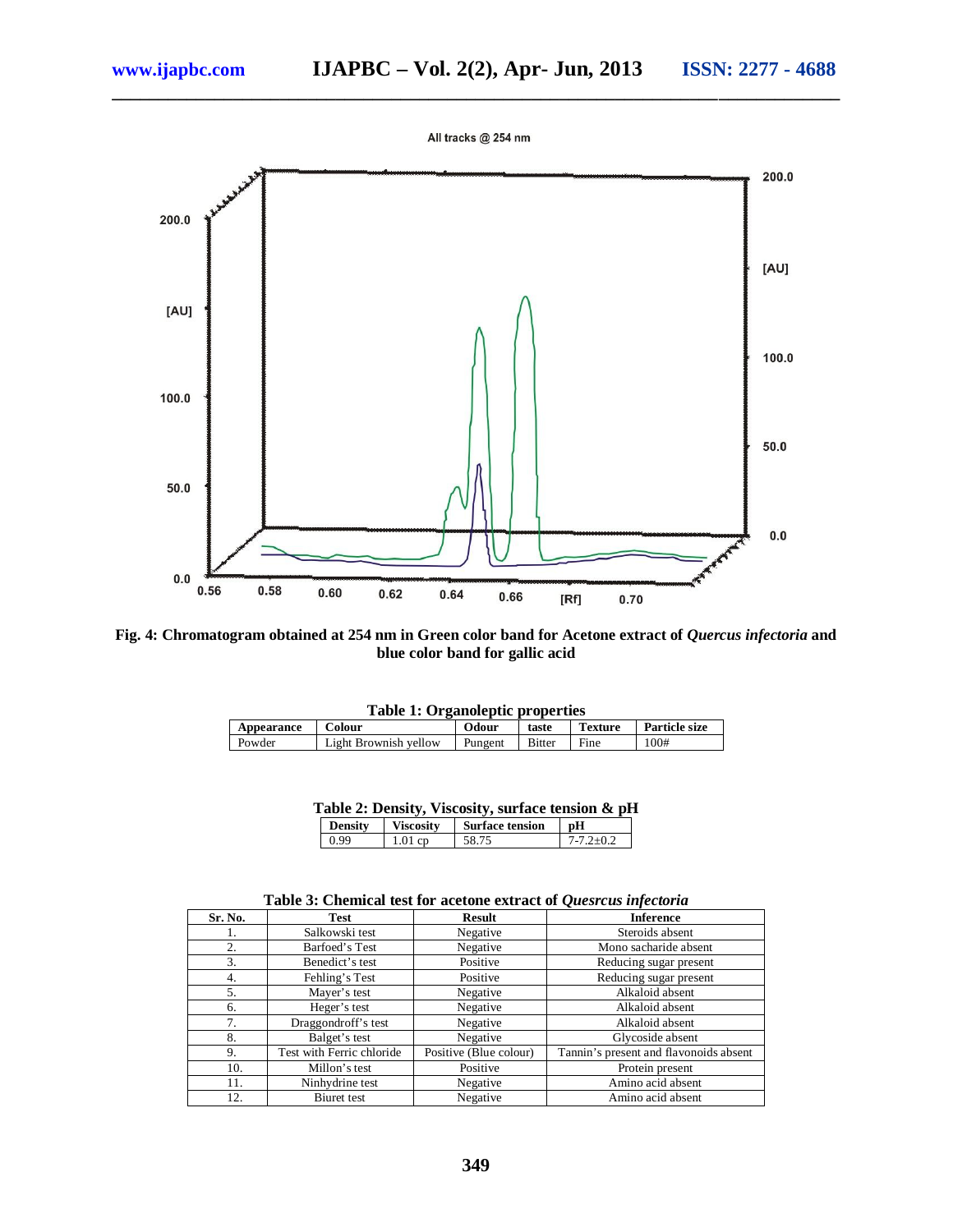Fig. 4: Chromatogram obtained at 254 nm in Green color band for Acetone extract of *Quercus infectoria* and blue color band for gallic acid

**Table 1: Organoleptic properties**

| Appearance | Colour | Odour | taste | Texture | Particle size |
|---|---|---|---|---|---|
| Powder | Light Brownish yellow | Pungent | Bitter | Fine | 100# |

**Table 2: Density, Viscosity, surface tension & pH**

| Density | Viscosity | Surface tension | pH |
|---|---|---|---|
| 0.99 | 1.01 cp | 58.75 | 7-7.2±0.2 |

**Table 3: Chemical test for acetone extract of *Quesrcus infectoria***

| Sr. No. | Test | Result | Inference |
|---|---|---|---|
| 1. | Salkowski test | Negative | Steroids absent |
| 2. | Barfoed's Test | Negative | Mono sacharide absent |
| 3. | Benedict's test | Positive | Reducing sugar present |
| 4. | Fehling's Test | Positive | Reducing sugar present |
| 5. | Mayer's test | Negative | Alkaloid absent |
| 6. | Heger's test | Negative | Alkaloid absent |
| 7. | Draggondroff's test | Negative | Alkaloid absent |
| 8. | Balget's test | Negative | Glycoside absent |
| 9. | Test with Ferric chloride | Positive (Blue colour) | Tannin's present and flavonoids absent |
| 10. | Millon's test | Positive | Protein present |
| 11. | Ninhydrine test | Negative | Amino acid absent |
| 12. | Biuret test | Negative | Amino acid absent |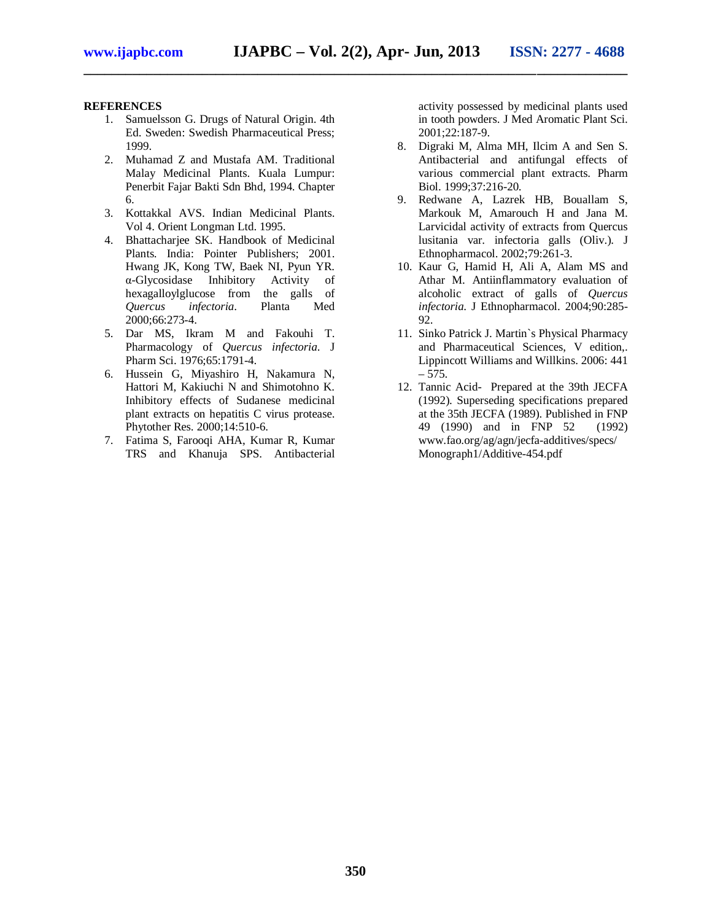**REFERENCES**

1. Samuelsson G. Drugs of Natural Origin. 4th Ed. Sweden: Swedish Pharmaceutical Press; 1999.
2. Muhamad Z and Mustafa AM. Traditional Malay Medicinal Plants. Kuala Lumpur: Penerbit Fajar Bakti Sdn Bhd, 1994. Chapter 6.
3. Kottakkal AVS. Indian Medicinal Plants. Vol 4. Orient Longman Ltd. 1995.
4. Bhattacharjee SK. Handbook of Medicinal Plants. India: Pointer Publishers; 2001. Hwang JK, Kong TW, Baek NI, Pyun YR. α-Glycosidase Inhibitory Activity of hexagalloylglucose from the galls of *Quercus infectoria*. Planta Med 2000;66:273-4.
5. Dar MS, Ikram M and Fakouhi T. Pharmacology of *Quercus infectoria.* J Pharm Sci. 1976;65:1791-4.
6. Hussein G, Miyashiro H, Nakamura N, Hattori M, Kakiuchi N and Shimotohno K. Inhibitory effects of Sudanese medicinal plant extracts on hepatitis C virus protease. Phytother Res. 2000;14:510-6.
7. Fatima S, Farooqi AHA, Kumar R, Kumar TRS and Khanuja SPS. Antibacterial activity possessed by medicinal plants used in tooth powders. J Med Aromatic Plant Sci. 2001;22:187-9.
8. Digraki M, Alma MH, Ilcim A and Sen S. Antibacterial and antifungal effects of various commercial plant extracts. Pharm Biol. 1999;37:216-20.
9. Redwane A, Lazrek HB, Bouallam S, Markouk M, Amarouch H and Jana M. Larvicidal activity of extracts from Quercus lusitania var. infectoria galls (Oliv.). J Ethnopharmacol. 2002;79:261-3.
10. Kaur G, Hamid H, Ali A, Alam MS and Athar M. Antiinflammatory evaluation of alcoholic extract of galls of *Quercus infectoria.* J Ethnopharmacol. 2004;90:285-92.
11. Sinko Patrick J. Martin`s Physical Pharmacy and Pharmaceutical Sciences, V edition,. Lippincott Williams and Willkins. 2006: 441 – 575.
12. Tannic Acid- Prepared at the 39th JECFA (1992). Superseding specifications prepared at the 35th JECFA (1989). Published in FNP 49 (1990) and in FNP 52 (1992) www.fao.org/ag/agn/jecfa-additives/specs/Monograph1/Additive-454.pdf